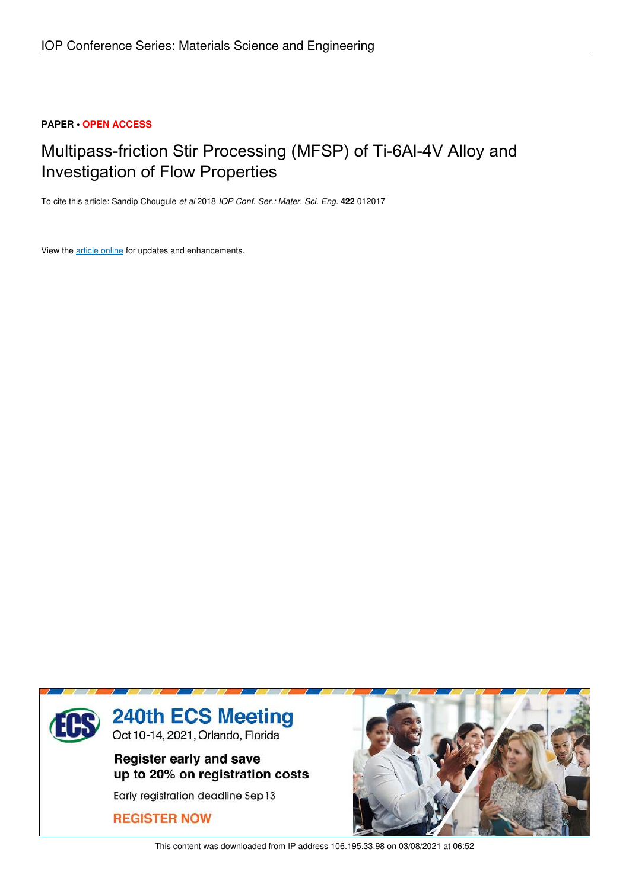PAPER • OPEN ACCESS

# Multipass-friction Stir Processing (MFSP) of Ti-6Al-4V Alloy and Investigation of Flow Properties

To cite this article: Sandip Chougule *et al* 2018 *IOP Conf. Ser.: Mater. Sci. Eng.* **422** 012017

View the article online for updates and enhancements.

This content was downloaded from IP address 106.195.33.98 on 03/08/2021 at 06:52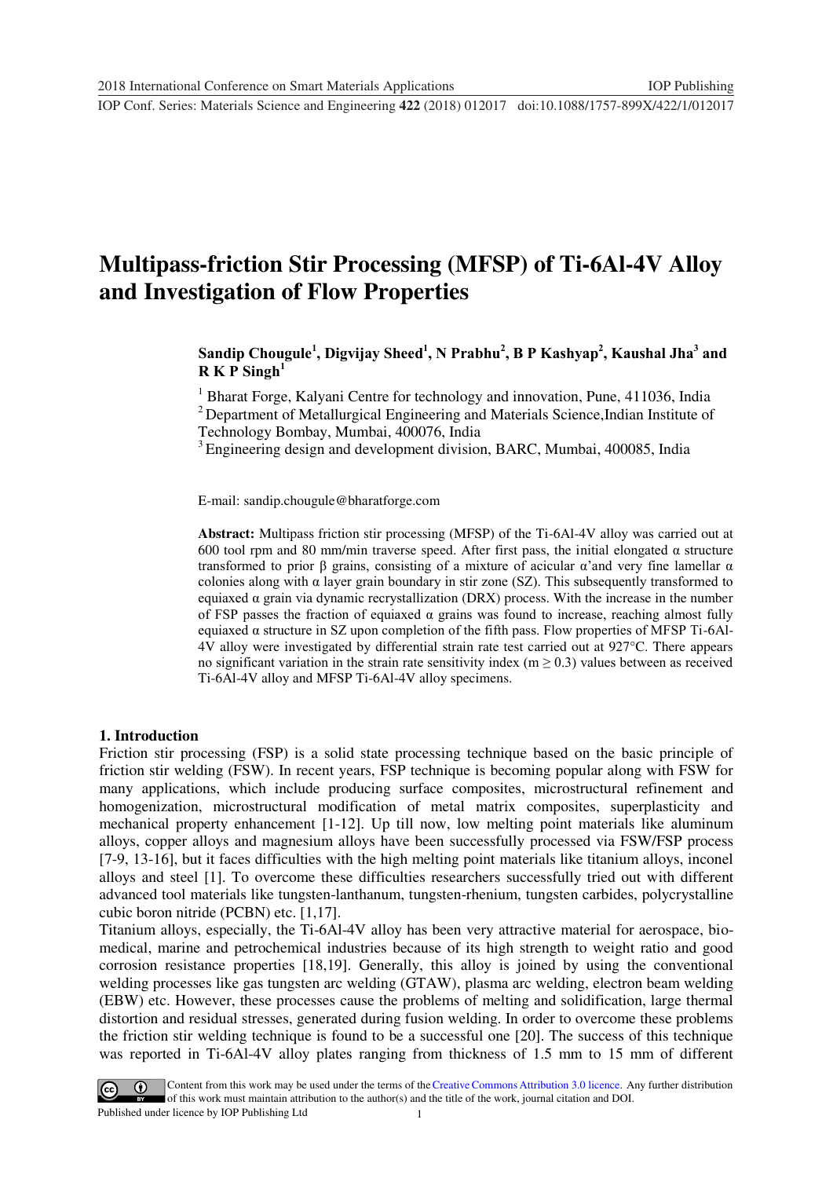# Multipass-friction Stir Processing (MFSP) of Ti-6Al-4V Alloy and Investigation of Flow Properties

**Sandip Chougule[1], Digvijay Sheed[1], N Prabhu[2], B P Kashyap[2], Kaushal Jha[3] and R K P Singh[1]**

[1] Bharat Forge, Kalyani Centre for technology and innovation, Pune, 411036, India
[2] Department of Metallurgical Engineering and Materials Science, Indian Institute of Technology Bombay, Mumbai, 400076, India
[3] Engineering design and development division, BARC, Mumbai, 400085, India

E-mail: sandip.chougule@bharatforge.com

**Abstract:** Multipass friction stir processing (MFSP) of the Ti-6Al-4V alloy was carried out at 600 tool rpm and 80 mm/min traverse speed. After first pass, the initial elongated α structure transformed to prior β grains, consisting of a mixture of acicular α'and very fine lamellar α colonies along with α layer grain boundary in stir zone (SZ). This subsequently transformed to equiaxed α grain via dynamic recrystallization (DRX) process. With the increase in the number of FSP passes the fraction of equiaxed α grains was found to increase, reaching almost fully equiaxed α structure in SZ upon completion of the fifth pass. Flow properties of MFSP Ti-6Al-4V alloy were investigated by differential strain rate test carried out at 927°C. There appears no significant variation in the strain rate sensitivity index ($m \geq 0.3$) values between as received Ti-6Al-4V alloy and MFSP Ti-6Al-4V alloy specimens.

## 1. Introduction

Friction stir processing (FSP) is a solid state processing technique based on the basic principle of friction stir welding (FSW). In recent years, FSP technique is becoming popular along with FSW for many applications, which include producing surface composites, microstructural refinement and homogenization, microstructural modification of metal matrix composites, superplasticity and mechanical property enhancement [1-12]. Up till now, low melting point materials like aluminum alloys, copper alloys and magnesium alloys have been successfully processed via FSW/FSP process [7-9, 13-16], but it faces difficulties with the high melting point materials like titanium alloys, inconel alloys and steel [1]. To overcome these difficulties researchers successfully tried out with different advanced tool materials like tungsten-lanthanum, tungsten-rhenium, tungsten carbides, polycrystalline cubic boron nitride (PCBN) etc. [1,17].

Titanium alloys, especially, the Ti-6Al-4V alloy has been very attractive material for aerospace, bio-medical, marine and petrochemical industries because of its high strength to weight ratio and good corrosion resistance properties [18,19]. Generally, this alloy is joined by using the conventional welding processes like gas tungsten arc welding (GTAW), plasma arc welding, electron beam welding (EBW) etc. However, these processes cause the problems of melting and solidification, large thermal distortion and residual stresses, generated during fusion welding. In order to overcome these problems the friction stir welding technique is found to be a successful one [20]. The success of this technique was reported in Ti-6Al-4V alloy plates ranging from thickness of 1.5 mm to 15 mm of different

Content from this work may be used under the terms of the Creative Commons Attribution 3.0 licence. Any further distribution of this work must maintain attribution to the author(s) and the title of the work, journal citation and DOI.
Published under licence by IOP Publishing Ltd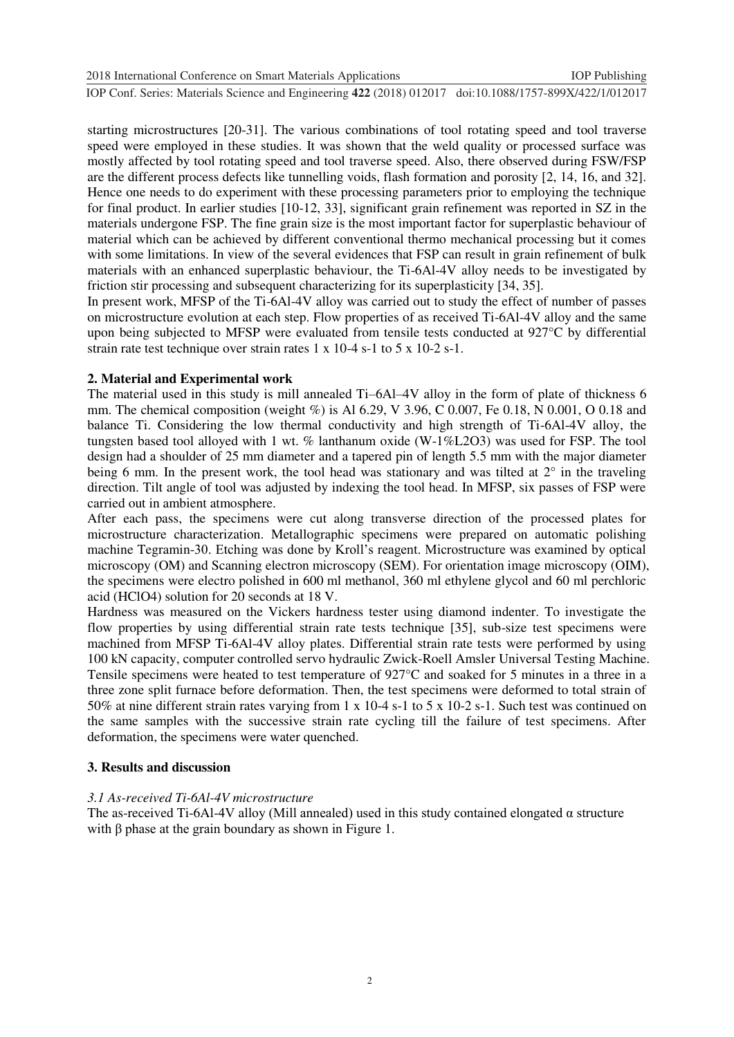starting microstructures [20-31]. The various combinations of tool rotating speed and tool traverse speed were employed in these studies. It was shown that the weld quality or processed surface was mostly affected by tool rotating speed and tool traverse speed. Also, there observed during FSW/FSP are the different process defects like tunnelling voids, flash formation and porosity [2, 14, 16, and 32]. Hence one needs to do experiment with these processing parameters prior to employing the technique for final product. In earlier studies [10-12, 33], significant grain refinement was reported in SZ in the materials undergone FSP. The fine grain size is the most important factor for superplastic behaviour of material which can be achieved by different conventional thermo mechanical processing but it comes with some limitations. In view of the several evidences that FSP can result in grain refinement of bulk materials with an enhanced superplastic behaviour, the Ti-6Al-4V alloy needs to be investigated by friction stir processing and subsequent characterizing for its superplasticity [34, 35].

In present work, MFSP of the Ti-6Al-4V alloy was carried out to study the effect of number of passes on microstructure evolution at each step. Flow properties of as received Ti-6Al-4V alloy and the same upon being subjected to MFSP were evaluated from tensile tests conducted at 927°C by differential strain rate test technique over strain rates 1 x 10-4 s-1 to 5 x 10-2 s-1.

## 2. Material and Experimental work

The material used in this study is mill annealed Ti–6Al–4V alloy in the form of plate of thickness 6 mm. The chemical composition (weight %) is Al 6.29, V 3.96, C 0.007, Fe 0.18, N 0.001, O 0.18 and balance Ti. Considering the low thermal conductivity and high strength of Ti-6Al-4V alloy, the tungsten based tool alloyed with 1 wt. % lanthanum oxide (W-1%L2O3) was used for FSP. The tool design had a shoulder of 25 mm diameter and a tapered pin of length 5.5 mm with the major diameter being 6 mm. In the present work, the tool head was stationary and was tilted at 2° in the traveling direction. Tilt angle of tool was adjusted by indexing the tool head. In MFSP, six passes of FSP were carried out in ambient atmosphere.

After each pass, the specimens were cut along transverse direction of the processed plates for microstructure characterization. Metallographic specimens were prepared on automatic polishing machine Tegramin-30. Etching was done by Kroll's reagent. Microstructure was examined by optical microscopy (OM) and Scanning electron microscopy (SEM). For orientation image microscopy (OIM), the specimens were electro polished in 600 ml methanol, 360 ml ethylene glycol and 60 ml perchloric acid (HClO4) solution for 20 seconds at 18 V.

Hardness was measured on the Vickers hardness tester using diamond indenter. To investigate the flow properties by using differential strain rate tests technique [35], sub-size test specimens were machined from MFSP Ti-6Al-4V alloy plates. Differential strain rate tests were performed by using 100 kN capacity, computer controlled servo hydraulic Zwick-Roell Amsler Universal Testing Machine. Tensile specimens were heated to test temperature of 927°C and soaked for 5 minutes in a three in a three zone split furnace before deformation. Then, the test specimens were deformed to total strain of 50% at nine different strain rates varying from 1 x 10-4 s-1 to 5 x 10-2 s-1. Such test was continued on the same samples with the successive strain rate cycling till the failure of test specimens. After deformation, the specimens were water quenched.

## 3. Results and discussion

### *3.1 As-received Ti-6Al-4V microstructure*

The as-received Ti-6Al-4V alloy (Mill annealed) used in this study contained elongated α structure with β phase at the grain boundary as shown in Figure 1.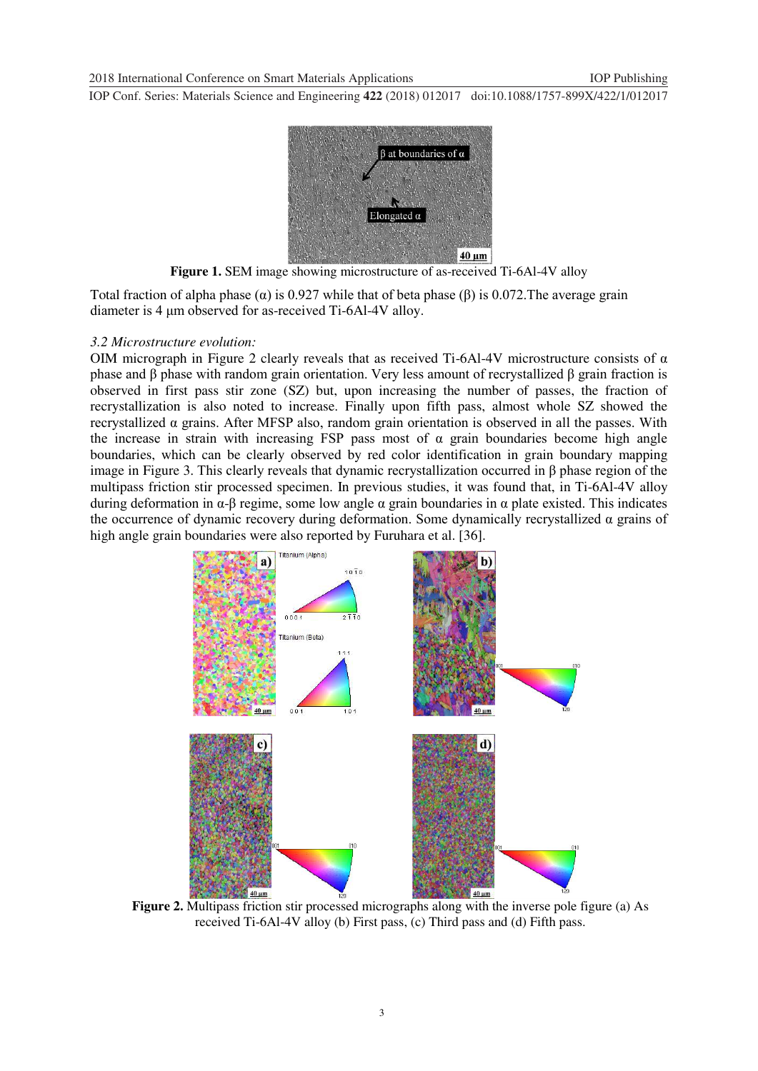**Figure 1.** SEM image showing microstructure of as-received Ti-6Al-4V alloy

Total fraction of alpha phase (α) is 0.927 while that of beta phase (β) is 0.072.The average grain diameter is 4 μm observed for as-received Ti-6Al-4V alloy.

### *3.2 Microstructure evolution:*

OIM micrograph in Figure 2 clearly reveals that as received Ti-6Al-4V microstructure consists of α phase and β phase with random grain orientation. Very less amount of recrystallized β grain fraction is observed in first pass stir zone (SZ) but, upon increasing the number of passes, the fraction of recrystallization is also noted to increase. Finally upon fifth pass, almost whole SZ showed the recrystallized α grains. After MFSP also, random grain orientation is observed in all the passes. With the increase in strain with increasing FSP pass most of α grain boundaries become high angle boundaries, which can be clearly observed by red color identification in grain boundary mapping image in Figure 3. This clearly reveals that dynamic recrystallization occurred in β phase region of the multipass friction stir processed specimen. In previous studies, it was found that, in Ti-6Al-4V alloy during deformation in α-β regime, some low angle α grain boundaries in α plate existed. This indicates the occurrence of dynamic recovery during deformation. Some dynamically recrystallized α grains of high angle grain boundaries were also reported by Furuhara et al. [36].

**Figure 2.** Multipass friction stir processed micrographs along with the inverse pole figure (a) As received Ti-6Al-4V alloy (b) First pass, (c) Third pass and (d) Fifth pass.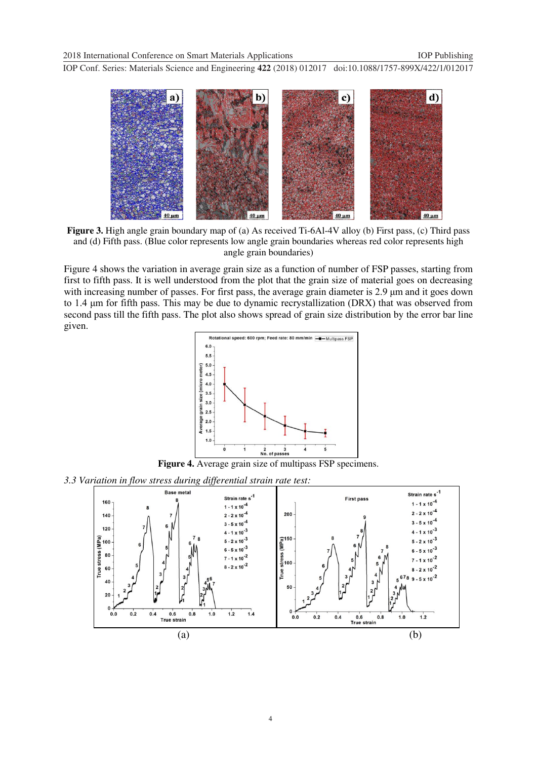**Figure 3.** High angle grain boundary map of (a) As received Ti-6Al-4V alloy (b) First pass, (c) Third pass and (d) Fifth pass. (Blue color represents low angle grain boundaries whereas red color represents high angle grain boundaries)

Figure 4 shows the variation in average grain size as a function of number of FSP passes, starting from first to fifth pass. It is well understood from the plot that the grain size of material goes on decreasing with increasing number of passes. For first pass, the average grain diameter is 2.9 µm and it goes down to 1.4 µm for fifth pass. This may be due to dynamic recrystallization (DRX) that was observed from second pass till the fifth pass. The plot also shows spread of grain size distribution by the error bar line given.

**Figure 4.** Average grain size of multipass FSP specimens.

*3.3 Variation in flow stress during differential strain rate test:*

(a) (b)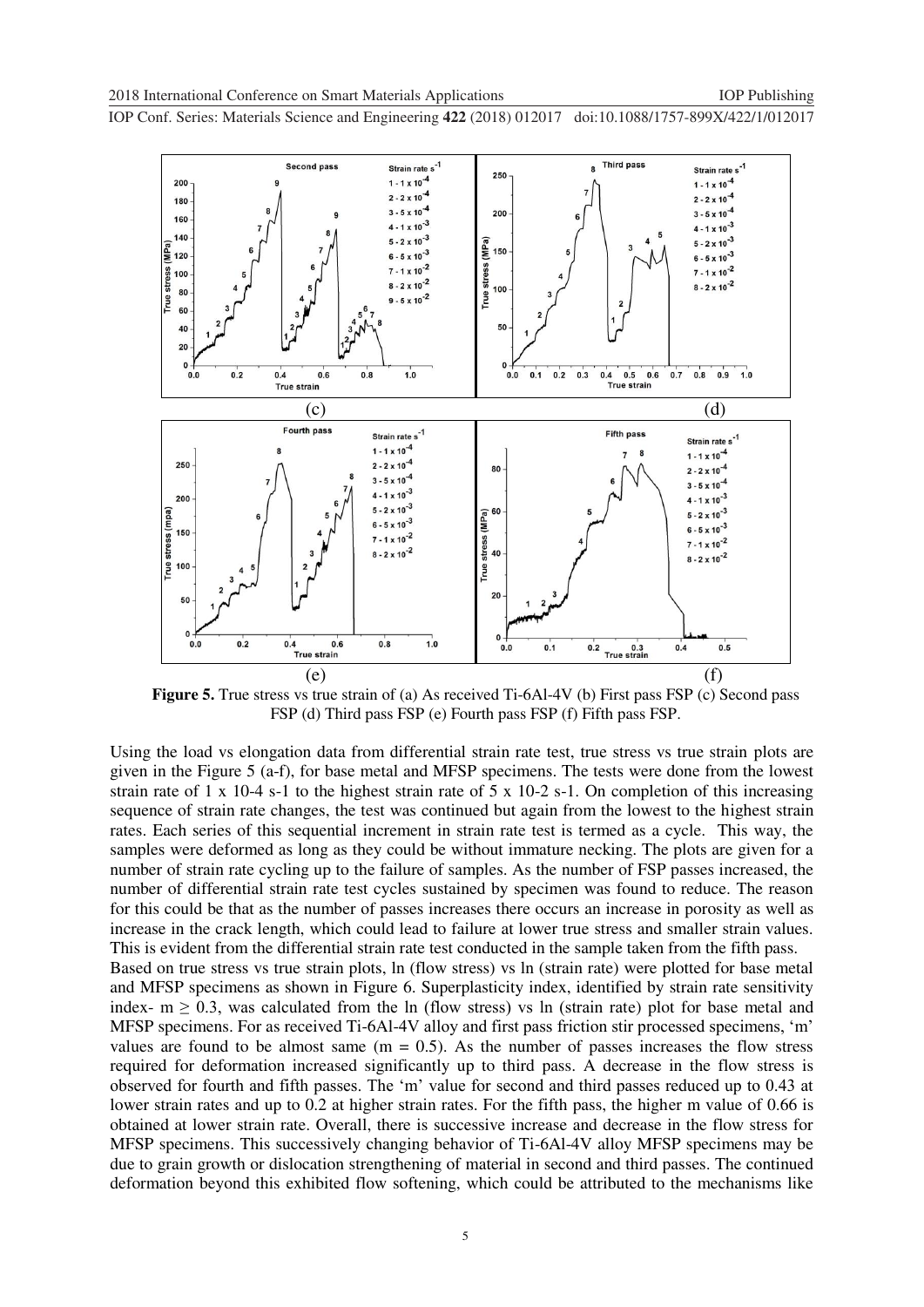(c) (d)

(e) (f)

**Figure 5.** True stress vs true strain of (a) As received Ti-6Al-4V (b) First pass FSP (c) Second pass FSP (d) Third pass FSP (e) Fourth pass FSP (f) Fifth pass FSP.

Using the load vs elongation data from differential strain rate test, true stress vs true strain plots are given in the Figure 5 (a-f), for base metal and MFSP specimens. The tests were done from the lowest strain rate of 1 x 10-4 s-1 to the highest strain rate of 5 x 10-2 s-1. On completion of this increasing sequence of strain rate changes, the test was continued but again from the lowest to the highest strain rates. Each series of this sequential increment in strain rate test is termed as a cycle. This way, the samples were deformed as long as they could be without immature necking. The plots are given for a number of strain rate cycling up to the failure of samples. As the number of FSP passes increased, the number of differential strain rate test cycles sustained by specimen was found to reduce. The reason for this could be that as the number of passes increases there occurs an increase in porosity as well as increase in the crack length, which could lead to failure at lower true stress and smaller strain values. This is evident from the differential strain rate test conducted in the sample taken from the fifth pass.

Based on true stress vs true strain plots, ln (flow stress) vs ln (strain rate) were plotted for base metal and MFSP specimens as shown in Figure 6. Superplasticity index, identified by strain rate sensitivity index- $m \geq 0.3$, was calculated from the ln (flow stress) vs ln (strain rate) plot for base metal and MFSP specimens. For as received Ti-6Al-4V alloy and first pass friction stir processed specimens, 'm' values are found to be almost same ($m = 0.5$). As the number of passes increases the flow stress required for deformation increased significantly up to third pass. A decrease in the flow stress is observed for fourth and fifth passes. The 'm' value for second and third passes reduced up to 0.43 at lower strain rates and up to 0.2 at higher strain rates. For the fifth pass, the higher m value of 0.66 is obtained at lower strain rate. Overall, there is successive increase and decrease in the flow stress for MFSP specimens. This successively changing behavior of Ti-6Al-4V alloy MFSP specimens may be due to grain growth or dislocation strengthening of material in second and third passes. The continued deformation beyond this exhibited flow softening, which could be attributed to the mechanisms like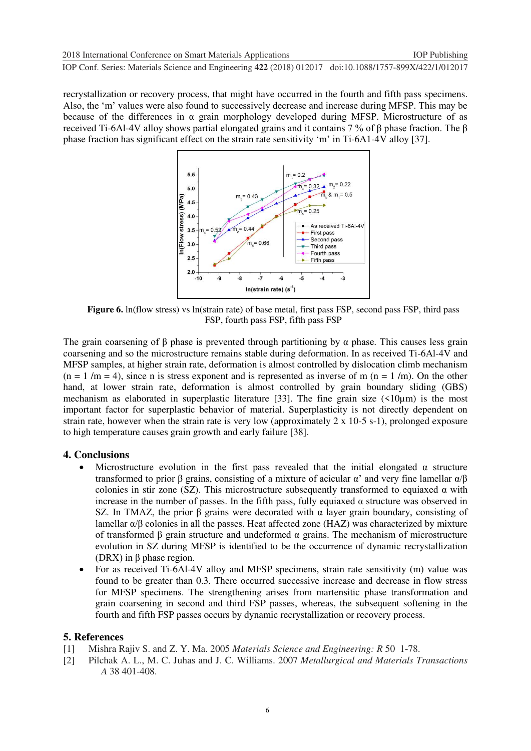recrystallization or recovery process, that might have occurred in the fourth and fifth pass specimens. Also, the 'm' values were also found to successively decrease and increase during MFSP. This may be because of the differences in α grain morphology developed during MFSP. Microstructure of as received Ti-6Al-4V alloy shows partial elongated grains and it contains 7 % of β phase fraction. The β phase fraction has significant effect on the strain rate sensitivity 'm' in Ti-6A1-4V alloy [37].

**Figure 6.** ln(flow stress) vs ln(strain rate) of base metal, first pass FSP, second pass FSP, third pass FSP, fourth pass FSP, fifth pass FSP

The grain coarsening of β phase is prevented through partitioning by α phase. This causes less grain coarsening and so the microstructure remains stable during deformation. In as received Ti-6Al-4V and MFSP samples, at higher strain rate, deformation is almost controlled by dislocation climb mechanism ($n = 1/m = 4$), since n is stress exponent and is represented as inverse of m ($n = 1/m$). On the other hand, at lower strain rate, deformation is almost controlled by grain boundary sliding (GBS) mechanism as elaborated in superplastic literature [33]. The fine grain size (<10µm) is the most important factor for superplastic behavior of material. Superplasticity is not directly dependent on strain rate, however when the strain rate is very low (approximately 2 x 10-5 s-1), prolonged exposure to high temperature causes grain growth and early failure [38].

## 4. Conclusions

- Microstructure evolution in the first pass revealed that the initial elongated α structure transformed to prior β grains, consisting of a mixture of acicular α' and very fine lamellar α/β colonies in stir zone (SZ). This microstructure subsequently transformed to equiaxed α with increase in the number of passes. In the fifth pass, fully equiaxed α structure was observed in SZ. In TMAZ, the prior β grains were decorated with α layer grain boundary, consisting of lamellar α/β colonies in all the passes. Heat affected zone (HAZ) was characterized by mixture of transformed β grain structure and undeformed α grains. The mechanism of microstructure evolution in SZ during MFSP is identified to be the occurrence of dynamic recrystallization (DRX) in β phase region.
- For as received Ti-6Al-4V alloy and MFSP specimens, strain rate sensitivity (m) value was found to be greater than 0.3. There occurred successive increase and decrease in flow stress for MFSP specimens. The strengthening arises from martensitic phase transformation and grain coarsening in second and third FSP passes, whereas, the subsequent softening in the fourth and fifth FSP passes occurs by dynamic recrystallization or recovery process.

## 5. References

[1] Mishra Rajiv S. and Z. Y. Ma. 2005 *Materials Science and Engineering: R* 50 1-78.

[2] Pilchak A. L., M. C. Juhas and J. C. Williams. 2007 *Metallurgical and Materials Transactions A* 38 401-408.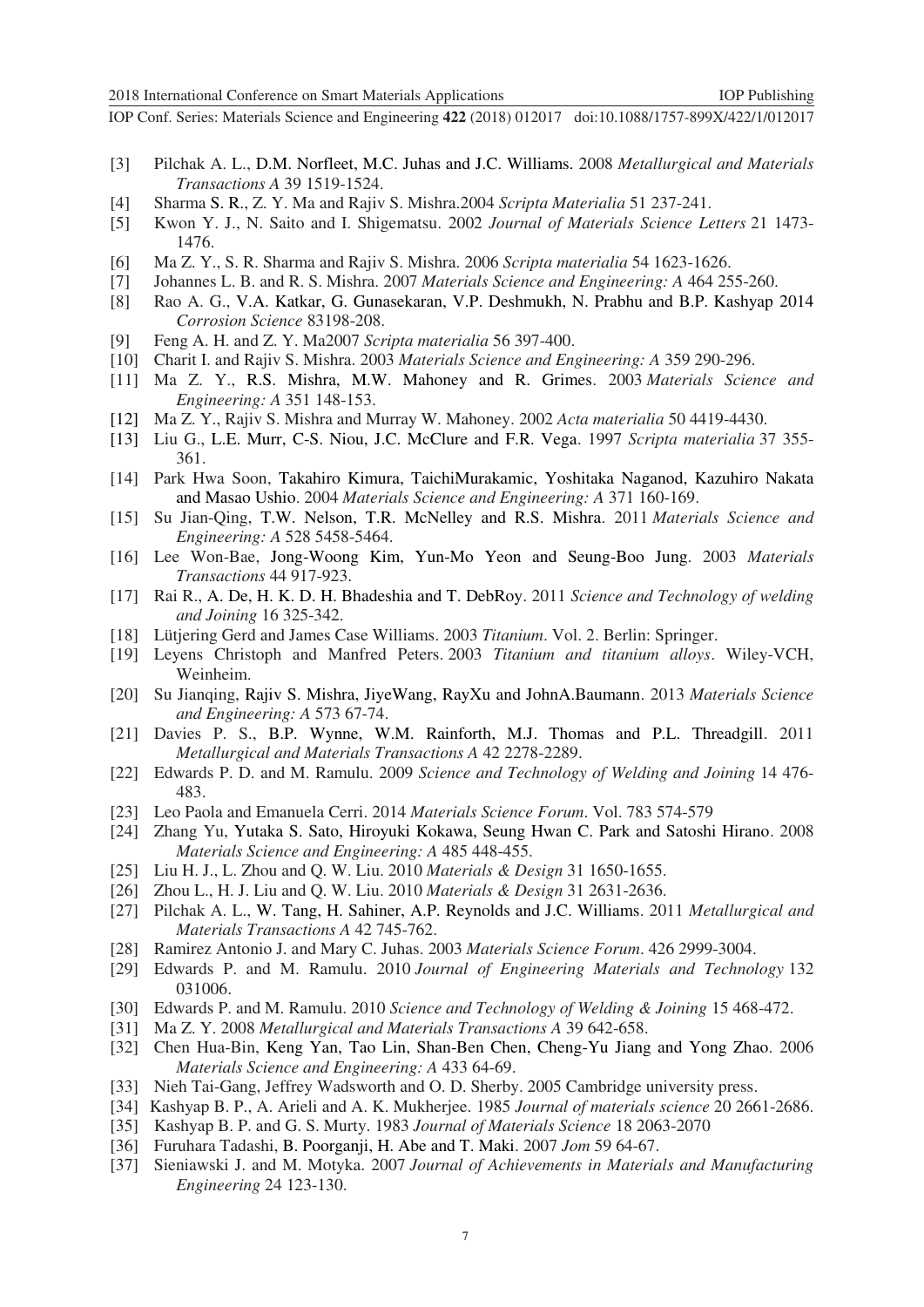[3] Pilchak A. L., D.M. Norfleet, M.C. Juhas and J.C. Williams. 2008 *Metallurgical and Materials Transactions A* 39 1519-1524.

[4] Sharma S. R., Z. Y. Ma and Rajiv S. Mishra.2004 *Scripta Materialia* 51 237-241.

[5] Kwon Y. J., N. Saito and I. Shigematsu. 2002 *Journal of Materials Science Letters* 21 1473-1476.

[6] Ma Z. Y., S. R. Sharma and Rajiv S. Mishra. 2006 *Scripta materialia* 54 1623-1626.

[7] Johannes L. B. and R. S. Mishra. 2007 *Materials Science and Engineering: A* 464 255-260.

[8] Rao A. G., V.A. Katkar, G. Gunasekaran, V.P. Deshmukh, N. Prabhu and B.P. Kashyap 2014 *Corrosion Science* 83198-208.

[9] Feng A. H. and Z. Y. Ma2007 *Scripta materialia* 56 397-400.

[10] Charit I. and Rajiv S. Mishra. 2003 *Materials Science and Engineering: A* 359 290-296.

[11] Ma Z. Y., R.S. Mishra, M.W. Mahoney and R. Grimes. 2003 *Materials Science and Engineering: A* 351 148-153.

[12] Ma Z. Y., Rajiv S. Mishra and Murray W. Mahoney. 2002 *Acta materialia* 50 4419-4430.

[13] Liu G., L.E. Murr, C-S. Niou, J.C. McClure and F.R. Vega. 1997 *Scripta materialia* 37 355-361.

[14] Park Hwa Soon, Takahiro Kimura, TaichiMurakamic, Yoshitaka Naganod, Kazuhiro Nakata and Masao Ushio. 2004 *Materials Science and Engineering: A* 371 160-169.

[15] Su Jian-Qing, T.W. Nelson, T.R. McNelley and R.S. Mishra. 2011 *Materials Science and Engineering: A* 528 5458-5464.

[16] Lee Won-Bae, Jong-Woong Kim, Yun-Mo Yeon and Seung-Boo Jung. 2003 *Materials Transactions* 44 917-923.

[17] Rai R., A. De, H. K. D. H. Bhadeshia and T. DebRoy. 2011 *Science and Technology of welding and Joining* 16 325-342.

[18] Lütjering Gerd and James Case Williams. 2003 *Titanium*. Vol. 2. Berlin: Springer.

[19] Leyens Christoph and Manfred Peters. 2003 *Titanium and titanium alloys*. Wiley-VCH, Weinheim.

[20] Su Jianqing, Rajiv S. Mishra, JiyeWang, RayXu and JohnA.Baumann. 2013 *Materials Science and Engineering: A* 573 67-74.

[21] Davies P. S., B.P. Wynne, W.M. Rainforth, M.J. Thomas and P.L. Threadgill. 2011 *Metallurgical and Materials Transactions A* 42 2278-2289.

[22] Edwards P. D. and M. Ramulu. 2009 *Science and Technology of Welding and Joining* 14 476-483.

[23] Leo Paola and Emanuela Cerri. 2014 *Materials Science Forum*. Vol. 783 574-579

[24] Zhang Yu, Yutaka S. Sato, Hiroyuki Kokawa, Seung Hwan C. Park and Satoshi Hirano. 2008 *Materials Science and Engineering: A* 485 448-455.

[25] Liu H. J., L. Zhou and Q. W. Liu. 2010 *Materials & Design* 31 1650-1655.

[26] Zhou L., H. J. Liu and Q. W. Liu. 2010 *Materials & Design* 31 2631-2636.

[27] Pilchak A. L., W. Tang, H. Sahiner, A.P. Reynolds and J.C. Williams. 2011 *Metallurgical and Materials Transactions A* 42 745-762.

[28] Ramirez Antonio J. and Mary C. Juhas. 2003 *Materials Science Forum*. 426 2999-3004.

[29] Edwards P. and M. Ramulu. 2010 *Journal of Engineering Materials and Technology* 132 031006.

[30] Edwards P. and M. Ramulu. 2010 *Science and Technology of Welding & Joining* 15 468-472.

[31] Ma Z. Y. 2008 *Metallurgical and Materials Transactions A* 39 642-658.

[32] Chen Hua-Bin, Keng Yan, Tao Lin, Shan-Ben Chen, Cheng-Yu Jiang and Yong Zhao. 2006 *Materials Science and Engineering: A* 433 64-69.

[33] Nieh Tai-Gang, Jeffrey Wadsworth and O. D. Sherby. 2005 Cambridge university press.

[34] Kashyap B. P., A. Arieli and A. K. Mukherjee. 1985 *Journal of materials science* 20 2661-2686.

[35] Kashyap B. P. and G. S. Murty. 1983 *Journal of Materials Science* 18 2063-2070

[36] Furuhara Tadashi, B. Poorganji, H. Abe and T. Maki. 2007 *Jom* 59 64-67.

[37] Sieniawski J. and M. Motyka. 2007 *Journal of Achievements in Materials and Manufacturing Engineering* 24 123-130.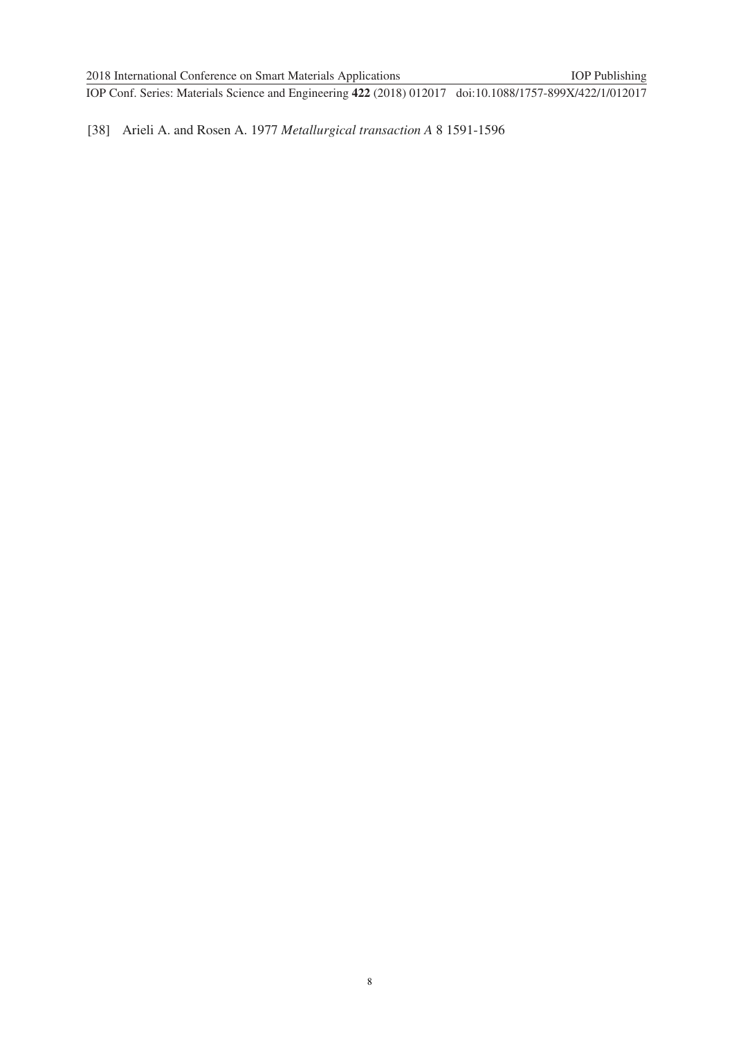[38] Arieli A. and Rosen A. 1977 *Metallurgical transaction A* 8 1591-1596